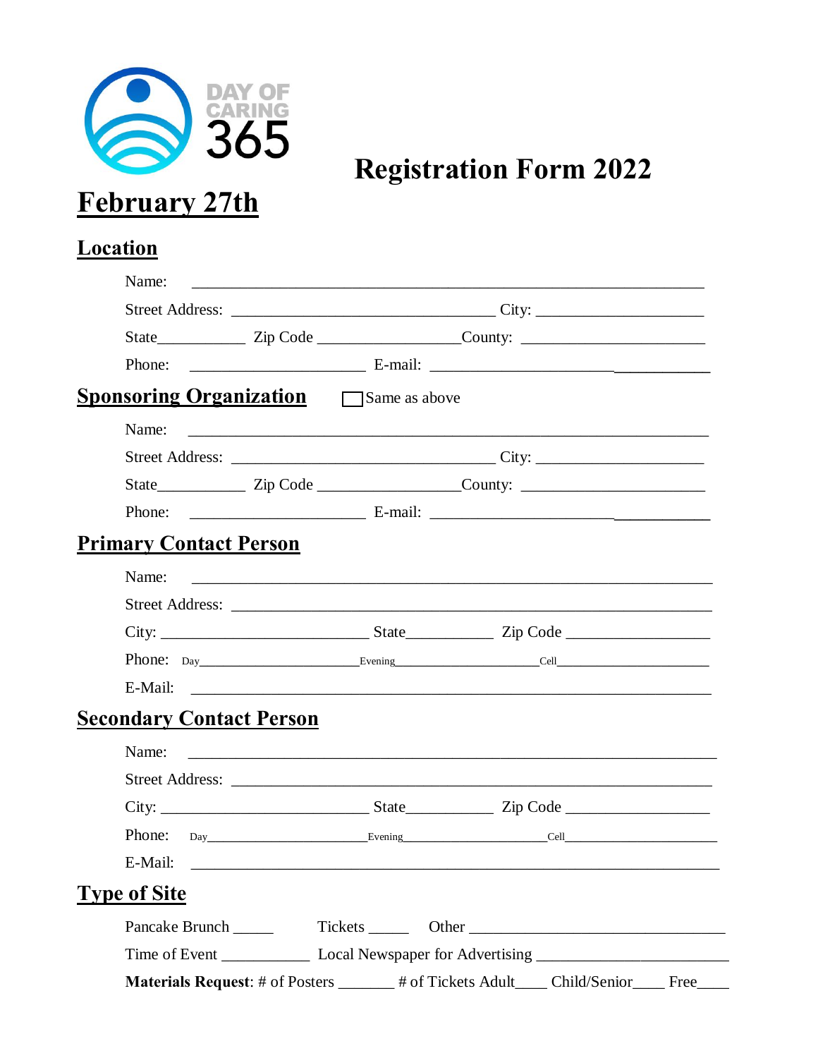DAY OF CARING 365

# Registration Form 2022

## February 27th

## Location

Name: ______________________________________________

Street Address: ______________________ City: ______________

State__________ Zip Code ______________County: ______________

Phone: ______________ E-mail: ______________________

## Sponsoring Organization

☐ Same as above

Name: ______________________________________________

Street Address: ______________________ City: ______________

State__________ Zip Code ______________County: ______________

Phone: ______________ E-mail: ______________________

## Primary Contact Person

Name: ______________________________________________

Street Address: ______________________________________

City: ____________________ State__________ Zip Code ______________

Phone: Day________________Evening________________Cell________________

E-Mail: ______________________________________________

## Secondary Contact Person

Name: ______________________________________________

Street Address: ______________________________________

City: ____________________ State__________ Zip Code ______________

Phone: Day________________Evening________________Cell________________

E-Mail: ______________________________________________

## Type of Site

Pancake Brunch _____ Tickets _____ Other ______________________

Time of Event __________ Local Newspaper for Advertising ______________

**Materials Request**: # of Posters _______ # of Tickets Adult____ Child/Senior____ Free____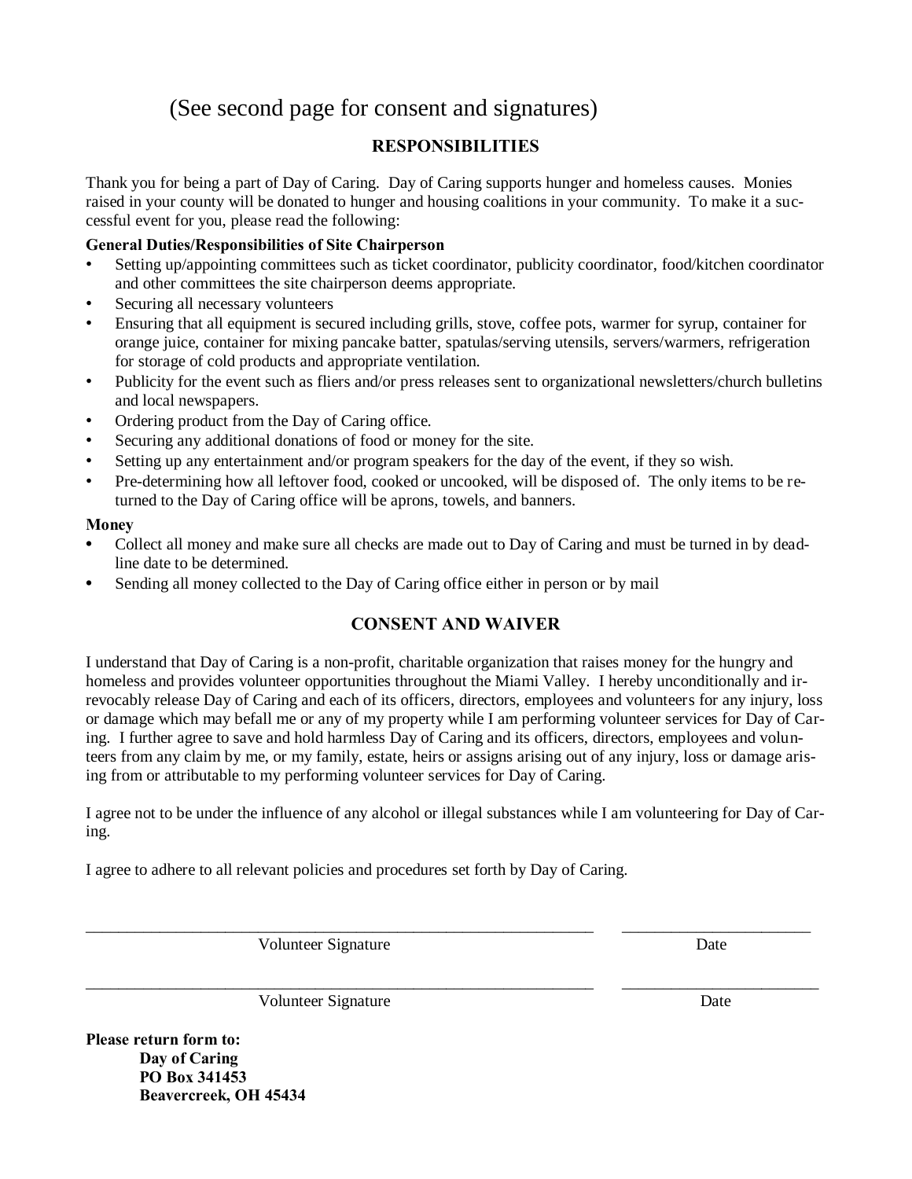(See second page for consent and signatures)

## RESPONSIBILITIES

Thank you for being a part of Day of Caring. Day of Caring supports hunger and homeless causes. Monies raised in your county will be donated to hunger and housing coalitions in your community. To make it a successful event for you, please read the following:

**General Duties/Responsibilities of Site Chairperson**

- Setting up/appointing committees such as ticket coordinator, publicity coordinator, food/kitchen coordinator and other committees the site chairperson deems appropriate.
- Securing all necessary volunteers
- Ensuring that all equipment is secured including grills, stove, coffee pots, warmer for syrup, container for orange juice, container for mixing pancake batter, spatulas/serving utensils, servers/warmers, refrigeration for storage of cold products and appropriate ventilation.
- Publicity for the event such as fliers and/or press releases sent to organizational newsletters/church bulletins and local newspapers.
- Ordering product from the Day of Caring office.
- Securing any additional donations of food or money for the site.
- Setting up any entertainment and/or program speakers for the day of the event, if they so wish.
- Pre-determining how all leftover food, cooked or uncooked, will be disposed of. The only items to be returned to the Day of Caring office will be aprons, towels, and banners.

**Money**

- Collect all money and make sure all checks are made out to Day of Caring and must be turned in by deadline date to be determined.
- Sending all money collected to the Day of Caring office either in person or by mail

## CONSENT AND WAIVER

I understand that Day of Caring is a non-profit, charitable organization that raises money for the hungry and homeless and provides volunteer opportunities throughout the Miami Valley. I hereby unconditionally and irrevocably release Day of Caring and each of its officers, directors, employees and volunteers for any injury, loss or damage which may befall me or any of my property while I am performing volunteer services for Day of Caring. I further agree to save and hold harmless Day of Caring and its officers, directors, employees and volunteers from any claim by me, or my family, estate, heirs or assigns arising out of any injury, loss or damage arising from or attributable to my performing volunteer services for Day of Caring.

I agree not to be under the influence of any alcohol or illegal substances while I am volunteering for Day of Caring.

I agree to adhere to all relevant policies and procedures set forth by Day of Caring.

_________________________________________________ ____________________
Volunteer Signature Date

_________________________________________________ ____________________
Volunteer Signature Date

**Please return form to:**
**Day of Caring**
**PO Box 341453**
**Beavercreek, OH 45434**